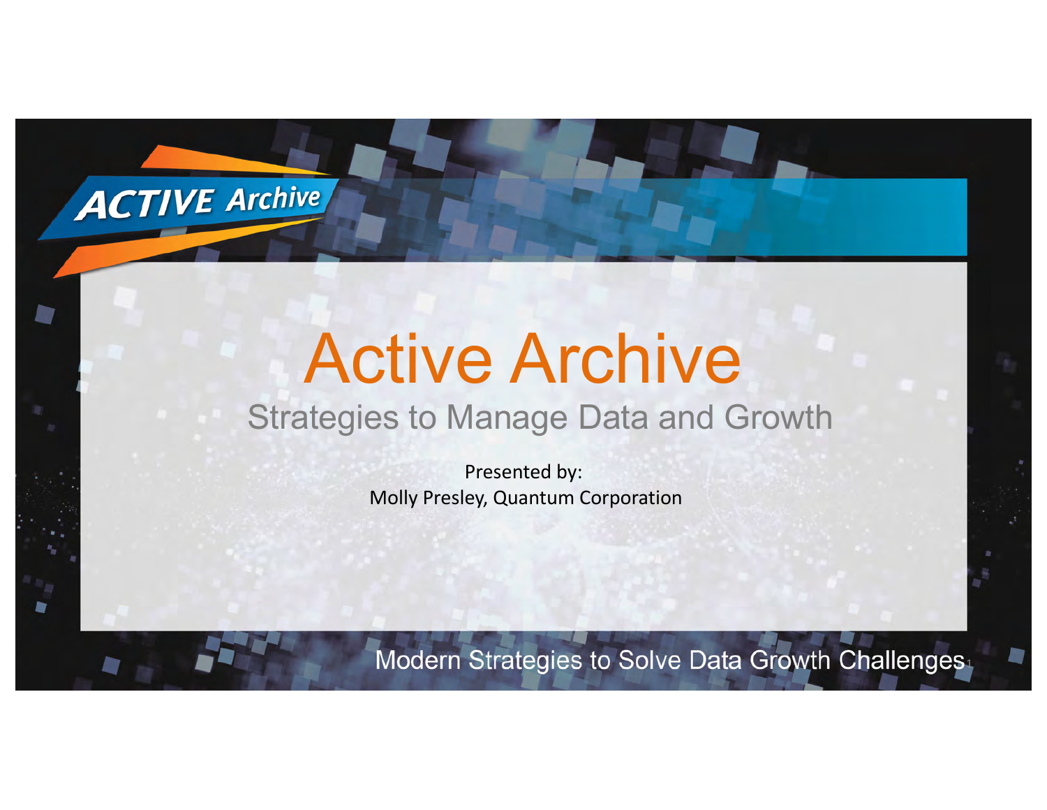ACTIVE Archive

# Active Archive

## Strategies to Manage Data and Growth

Presented by:
Molly Presley, Quantum Corporation

Modern Strategies to Solve Data Growth Challenges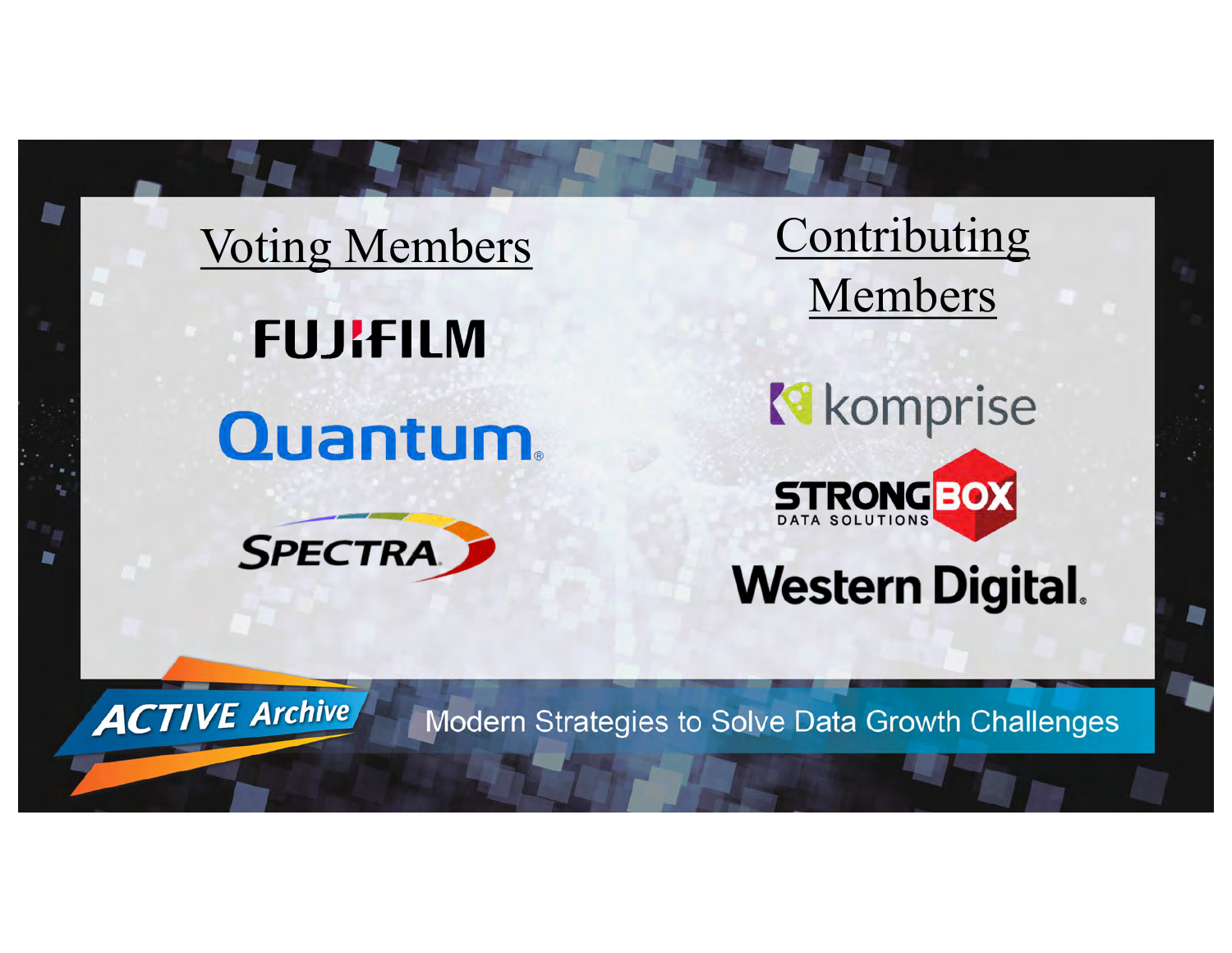## Voting Members

FUJIFILM

Quantum

SPECTRA

## Contributing Members

komprise

STRONGBOX DATA SOLUTIONS

Western Digital

ACTIVE Archive

Modern Strategies to Solve Data Growth Challenges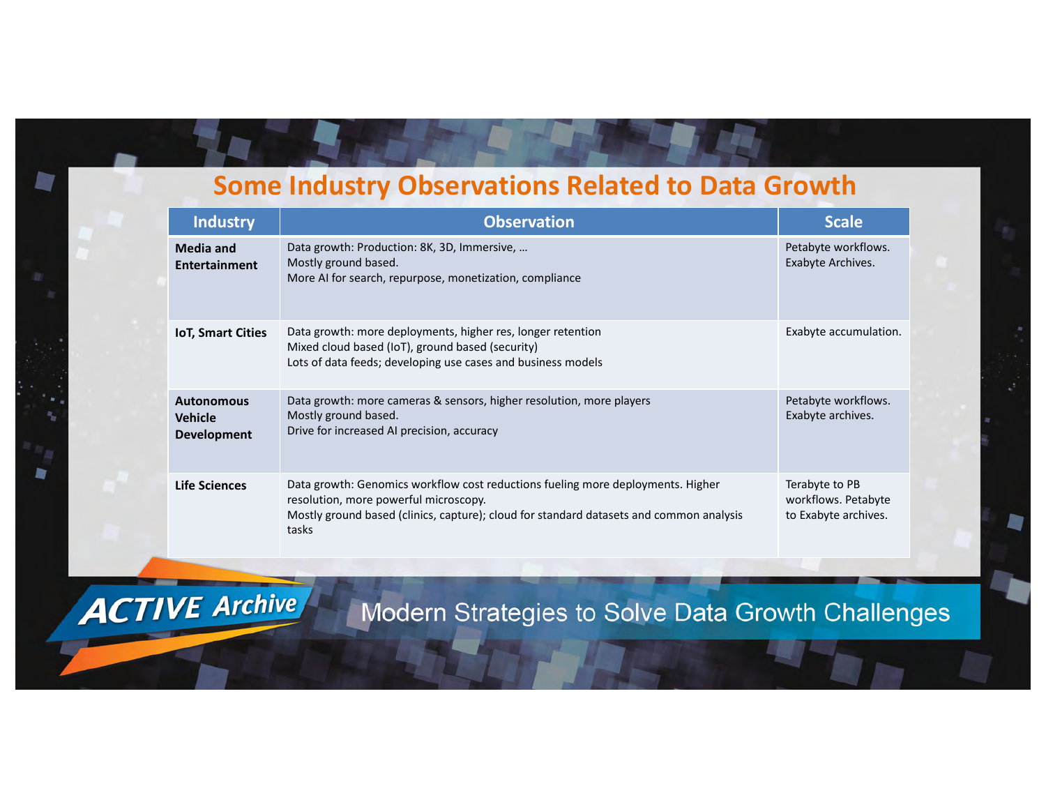## Some Industry Observations Related to Data Growth

| Industry | Observation | Scale |
|---|---|---|
| **Media and Entertainment** | Data growth: Production: 8K, 3D, Immersive, …<br>Mostly ground based.<br>More AI for search, repurpose, monetization, compliance | Petabyte workflows.<br>Exabyte Archives. |
| **IoT, Smart Cities** | Data growth: more deployments, higher res, longer retention<br>Mixed cloud based (IoT), ground based (security)<br>Lots of data feeds; developing use cases and business models | Exabyte accumulation. |
| **Autonomous Vehicle Development** | Data growth: more cameras & sensors, higher resolution, more players<br>Mostly ground based.<br>Drive for increased AI precision, accuracy | Petabyte workflows.<br>Exabyte archives. |
| **Life Sciences** | Data growth: Genomics workflow cost reductions fueling more deployments. Higher resolution, more powerful microscopy.<br>Mostly ground based (clinics, capture); cloud for standard datasets and common analysis tasks | Terabyte to PB workflows. Petabyte to Exabyte archives. |

ACTIVE Archive

Modern Strategies to Solve Data Growth Challenges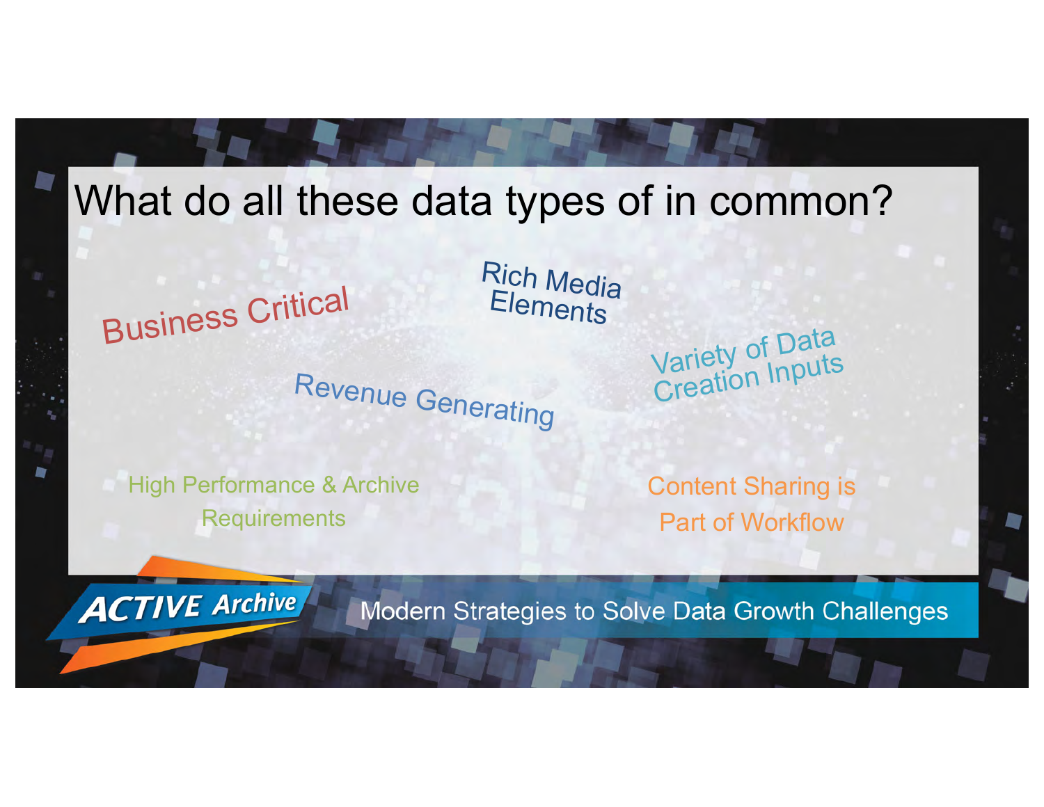# What do all these data types of in common?

Business Critical

Rich Media Elements

Variety of Data Creation Inputs

Revenue Generating

High Performance & Archive Requirements

Content Sharing is Part of Workflow

ACTIVE Archive

Modern Strategies to Solve Data Growth Challenges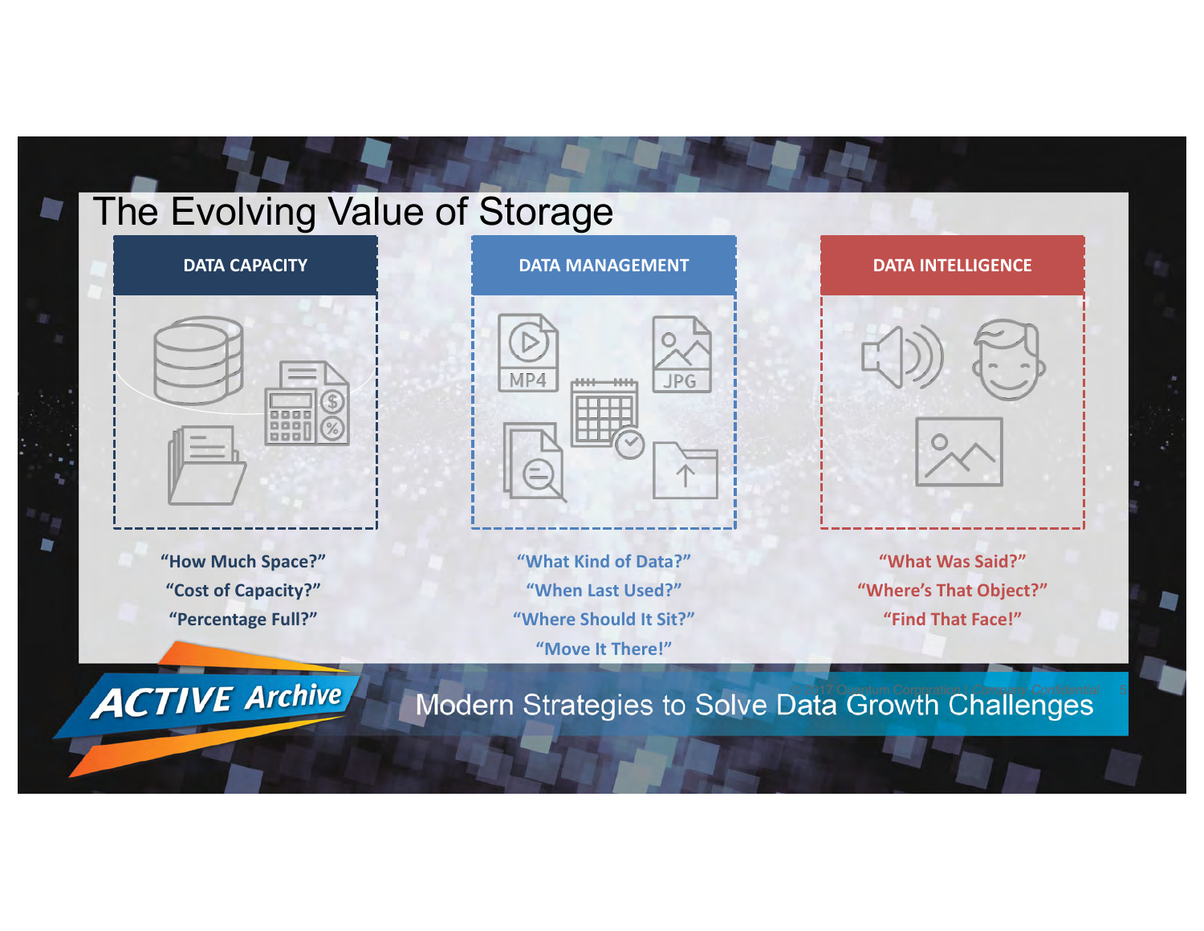# The Evolving Value of Storage

## DATA CAPACITY

"How Much Space?"
"Cost of Capacity?"
"Percentage Full?"

## DATA MANAGEMENT

MP4 JPG

"What Kind of Data?"
"When Last Used?"
"Where Should It Sit?"
"Move It There!"

## DATA INTELLIGENCE

"What Was Said?"
"Where's That Object?"
"Find That Face!"

ACTIVE Archive

Modern Strategies to Solve Data Growth Challenges

© 2017 Quantum Corporation | Company Confidential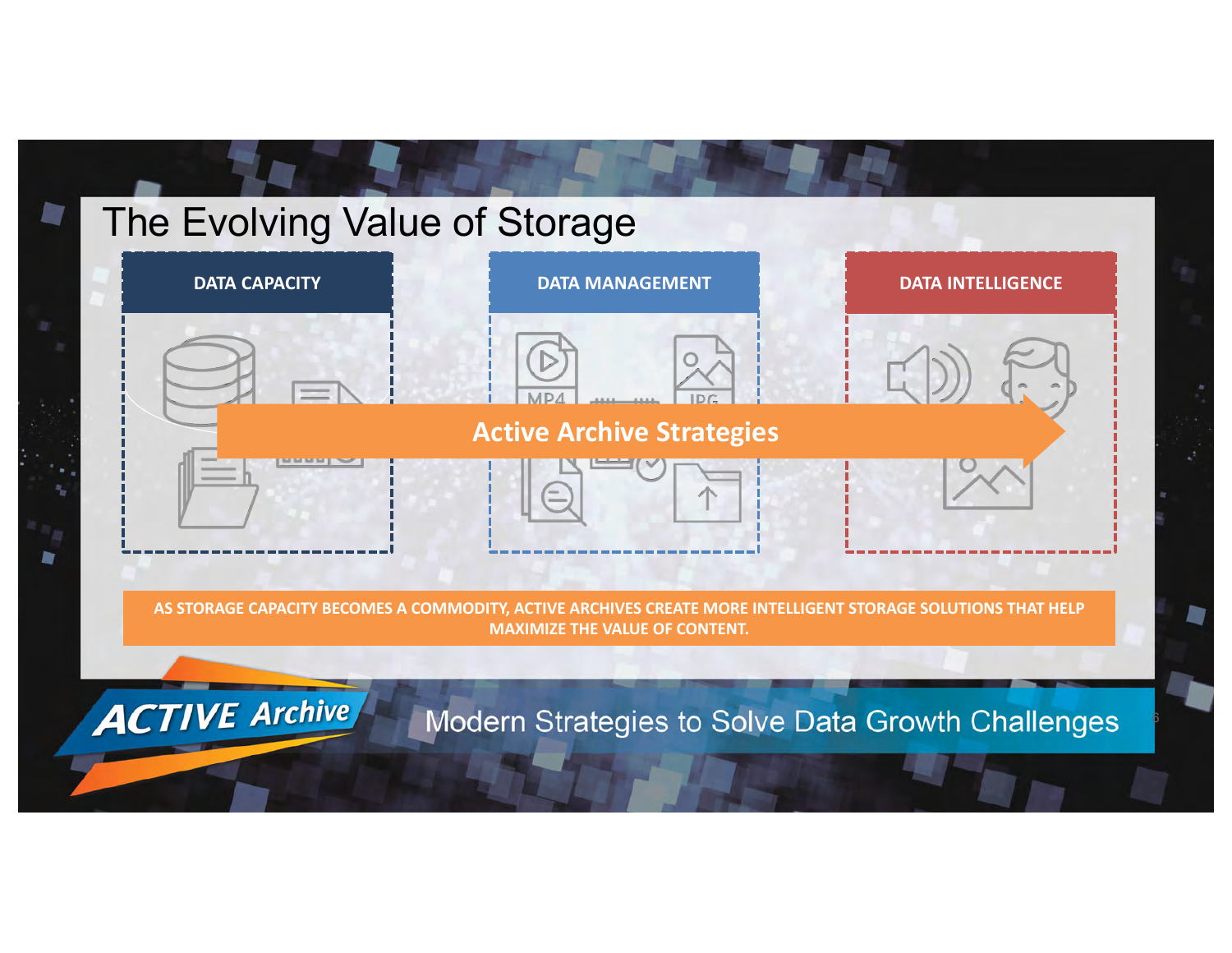# The Evolving Value of Storage

**DATA CAPACITY**

**DATA MANAGEMENT**

**DATA INTELLIGENCE**

**Active Archive Strategies**

**AS STORAGE CAPACITY BECOMES A COMMODITY, ACTIVE ARCHIVES CREATE MORE INTELLIGENT STORAGE SOLUTIONS THAT HELP MAXIMIZE THE VALUE OF CONTENT.**

ACTIVE Archive

Modern Strategies to Solve Data Growth Challenges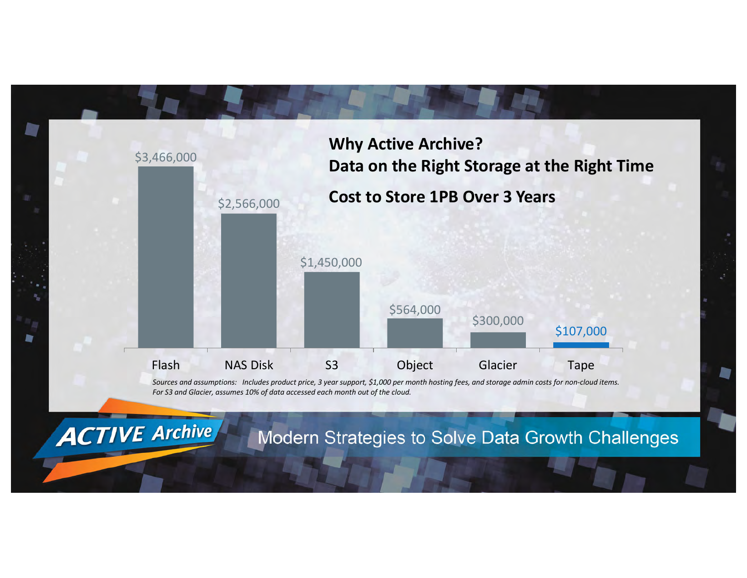# Why Active Archive?

## Data on the Right Storage at the Right Time

### Cost to Store 1PB Over 3 Years

| Storage | Cost |
| --- | --- |
| Flash | $3,466,000 |
| NAS Disk | $2,566,000 |
| S3 | $1,450,000 |
| Object | $564,000 |
| Glacier | $300,000 |
| Tape | $107,000 |

*Sources and assumptions: Includes product price, 3 year support, $1,000 per month hosting fees, and storage admin costs for non-cloud items. For S3 and Glacier, assumes 10% of data accessed each month out of the cloud.*

ACTIVE Archive

Modern Strategies to Solve Data Growth Challenges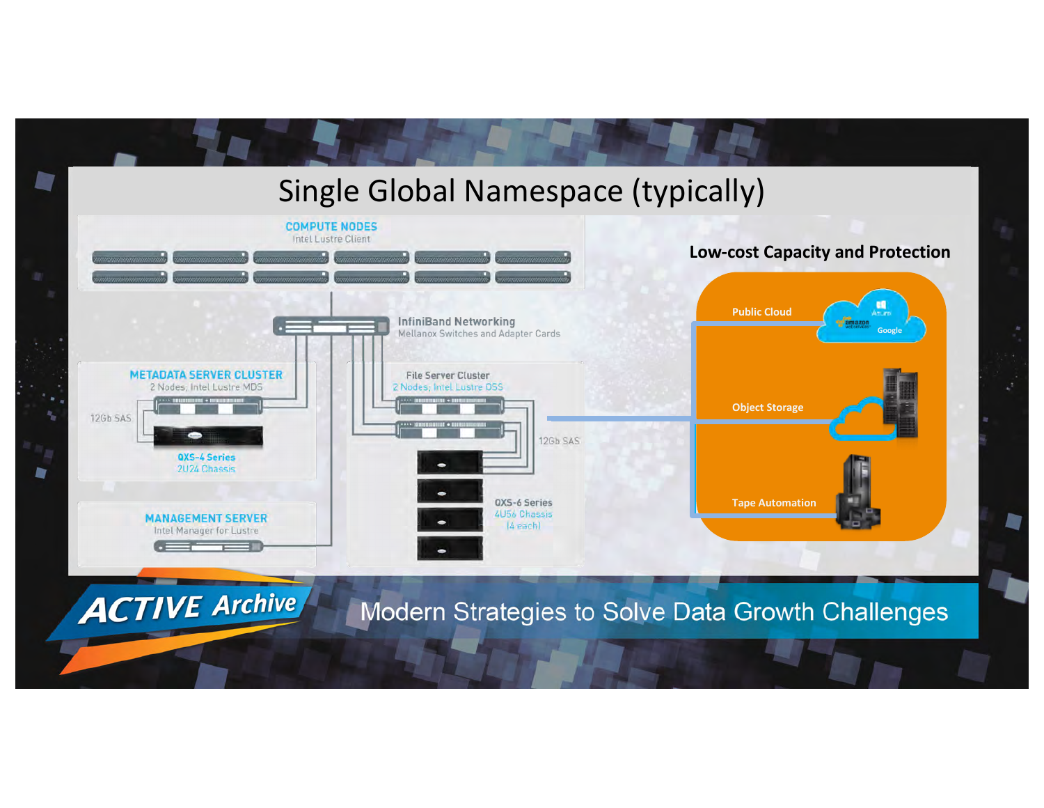# Single Global Namespace (typically)

**COMPUTE NODES**
Intel Lustre Client

**InfiniBand Networking**
Mellanox Switches and Adapter Cards

**METADATA SERVER CLUSTER**
2 Nodes, Intel Lustre MDS

12Gb SAS

**QXS-4 Series**
2U24 Chassis

**File Server Cluster**
2 Nodes, Intel Lustre OSS

12Gb SAS

**QXS-6 Series**
4U56 Chassis
(4 each)

**MANAGEMENT SERVER**
Intel Manager for Lustre

## Low-cost Capacity and Protection

- Public Cloud
- Object Storage
- Tape Automation

ACTIVE Archive

Modern Strategies to Solve Data Growth Challenges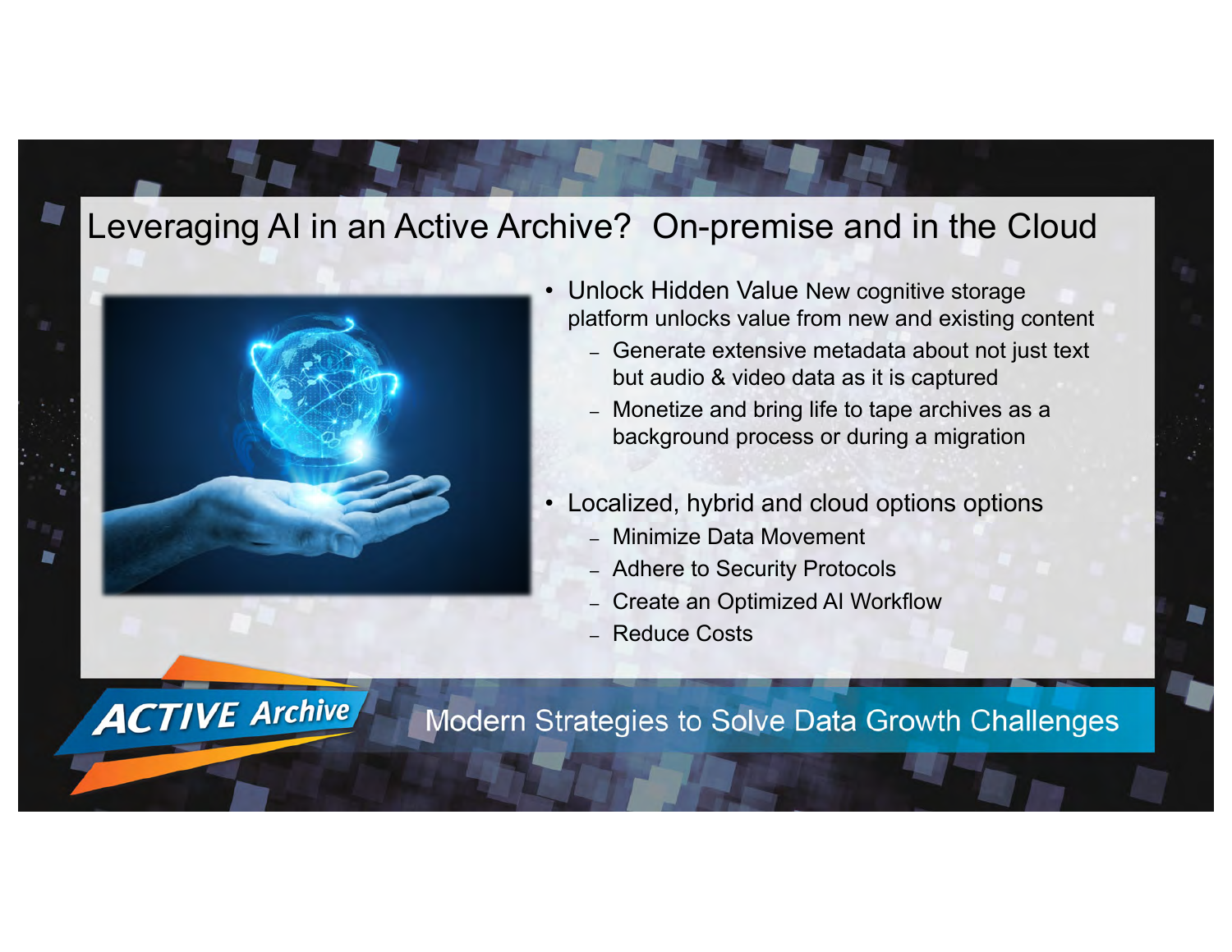# Leveraging AI in an Active Archive? On-premise and in the Cloud

- Unlock Hidden Value New cognitive storage platform unlocks value from new and existing content
  - Generate extensive metadata about not just text but audio & video data as it is captured
  - Monetize and bring life to tape archives as a background process or during a migration
- Localized, hybrid and cloud options options
  - Minimize Data Movement
  - Adhere to Security Protocols
  - Create an Optimized AI Workflow
  - Reduce Costs

ACTIVE Archive

Modern Strategies to Solve Data Growth Challenges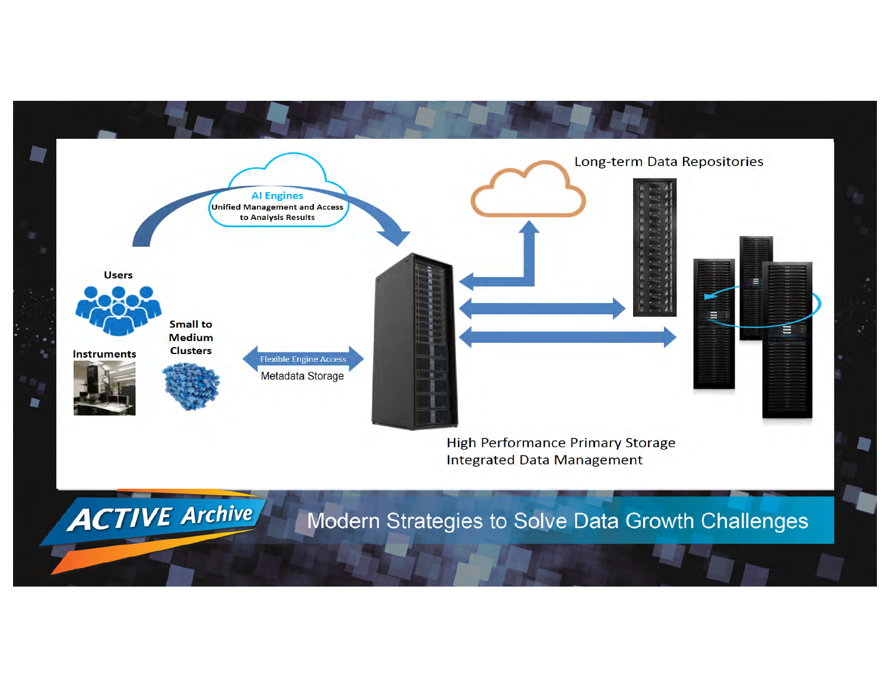AI Engines

Unified Management and Access to Analysis Results

Long-term Data Repositories

Users

Instruments

Small to Medium Clusters

Flexible Engine Access

Metadata Storage

High Performance Primary Storage

Integrated Data Management

ACTIVE Archive

Modern Strategies to Solve Data Growth Challenges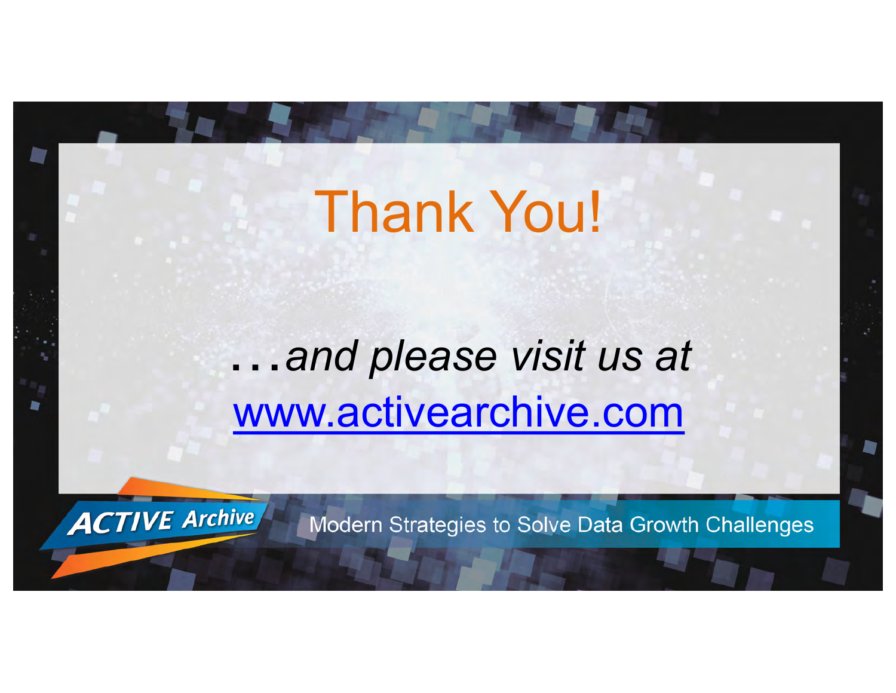# Thank You!

…*and please visit us at*

[www.activearchive.com](http://www.activearchive.com)

ACTIVE Archive

Modern Strategies to Solve Data Growth Challenges